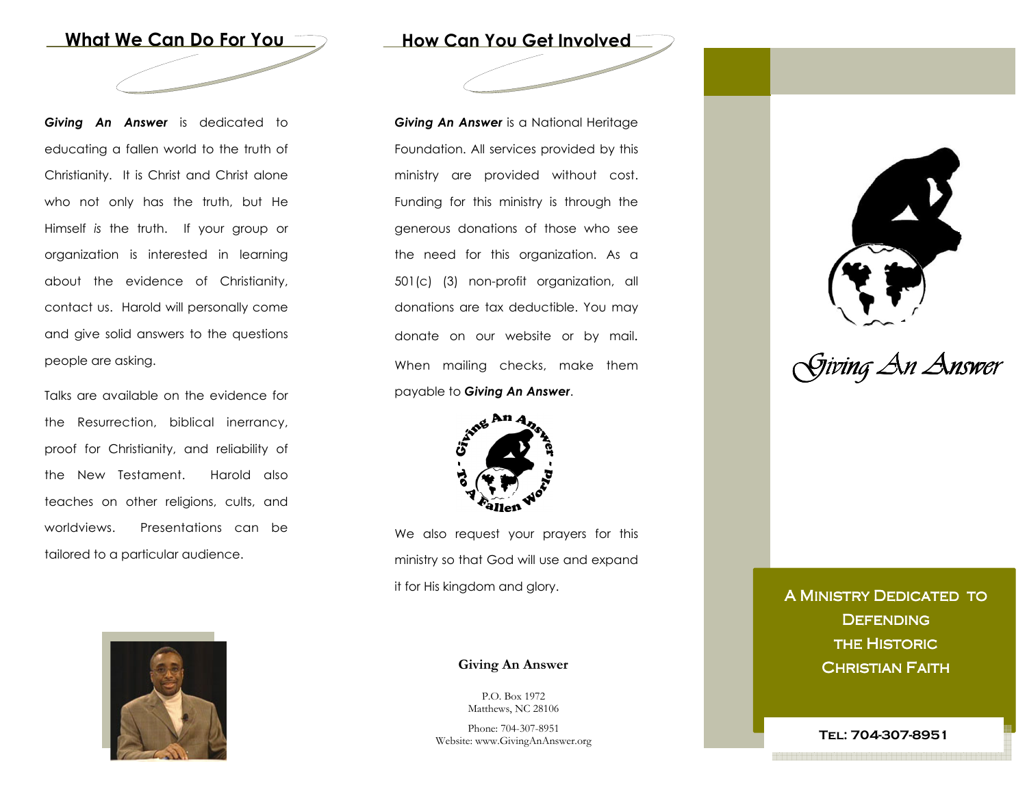## What We Can Do For You

***Giving An Answer*** is dedicated to educating a fallen world to the truth of Christianity. It is Christ and Christ alone who not only has the truth, but He Himself *is* the truth. If your group or organization is interested in learning about the evidence of Christianity, contact us. Harold will personally come and give solid answers to the questions people are asking.

Talks are available on the evidence for the Resurrection, biblical inerrancy, proof for Christianity, and reliability of the New Testament. Harold also teaches on other religions, cults, and worldviews. Presentations can be tailored to a particular audience.

## How Can You Get Involved

***Giving An Answer*** is a National Heritage Foundation. All services provided by this ministry are provided without cost. Funding for this ministry is through the generous donations of those who see the need for this organization. As a 501(c) (3) non-profit organization, all donations are tax deductible. You may donate on our website or by mail. When mailing checks, make them payable to ***Giving An Answer***.

Giving An Answer - To A Fallen World -

We also request your prayers for this ministry so that God will use and expand it for His kingdom and glory.

**Giving An Answer**

P.O. Box 1972
Matthews, NC 28106

Phone: 704-307-8951
Website: www.GivingAnAnswer.org

# Giving An Answer

A MINISTRY DEDICATED TO DEFENDING THE HISTORIC CHRISTIAN FAITH

**TEL: 704-307-8951**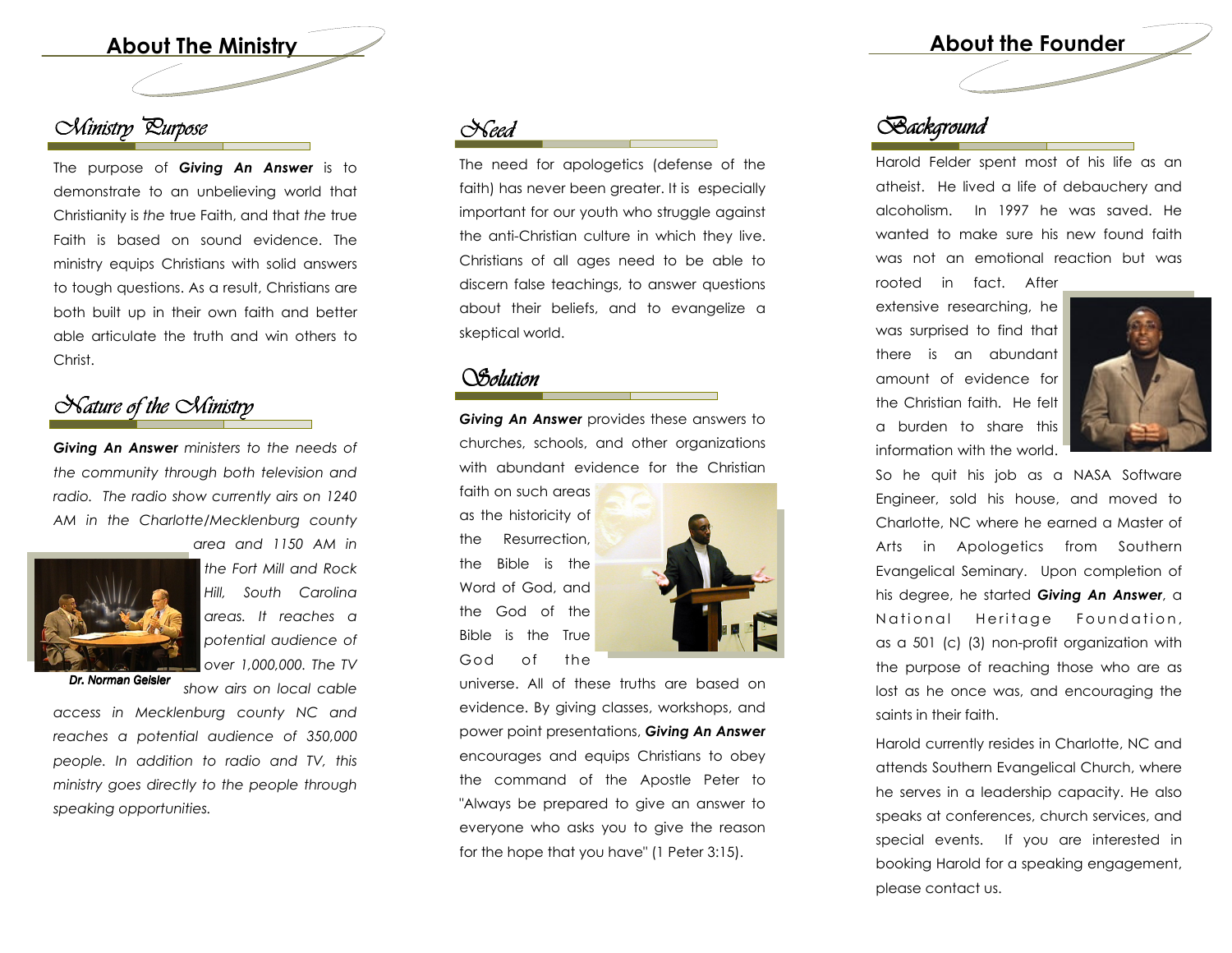## About The Ministry

### Ministry Purpose

The purpose of ***Giving An Answer*** is to demonstrate to an unbelieving world that Christianity is *the* true Faith, and that *the* true Faith is based on sound evidence. The ministry equips Christians with solid answers to tough questions. As a result, Christians are both built up in their own faith and better able articulate the truth and win others to Christ.

### Nature of the Ministry

***Giving An Answer** ministers to the needs of the community through both television and radio. The radio show currently airs on 1240 AM in the Charlotte/Mecklenburg county area and 1150 AM in the Fort Mill and Rock Hill, South Carolina areas. It reaches a potential audience of over 1,000,000. The TV show airs on local cable access in Mecklenburg county NC and reaches a potential audience of 350,000 people. In addition to radio and TV, this ministry goes directly to the people through speaking opportunities.*

***Dr. Norman Geisler***

### Need

The need for apologetics (defense of the faith) has never been greater. It is especially important for our youth who struggle against the anti-Christian culture in which they live. Christians of all ages need to be able to discern false teachings, to answer questions about their beliefs, and to evangelize a skeptical world.

### Solution

***Giving An Answer*** provides these answers to churches, schools, and other organizations with abundant evidence for the Christian faith on such areas as the historicity of the Resurrection, the Bible is the Word of God, and the God of the Bible is the True God of the universe. All of these truths are based on evidence. By giving classes, workshops, and power point presentations, ***Giving An Answer*** encourages and equips Christians to obey the command of the Apostle Peter to "Always be prepared to give an answer to everyone who asks you to give the reason for the hope that you have" (1 Peter 3:15).

## About the Founder

### Background

Harold Felder spent most of his life as an atheist. He lived a life of debauchery and alcoholism. In 1997 he was saved. He wanted to make sure his new found faith was not an emotional reaction but was rooted in fact. After extensive researching, he was surprised to find that there is an abundant amount of evidence for the Christian faith. He felt a burden to share this information with the world. So he quit his job as a NASA Software Engineer, sold his house, and moved to Charlotte, NC where he earned a Master of Arts in Apologetics from Southern Evangelical Seminary. Upon completion of his degree, he started ***Giving An Answer***, a National Heritage Foundation, as a 501 (c) (3) non-profit organization with the purpose of reaching those who are as lost as he once was, and encouraging the saints in their faith.

Harold currently resides in Charlotte, NC and attends Southern Evangelical Church, where he serves in a leadership capacity. He also speaks at conferences, church services, and special events. If you are interested in booking Harold for a speaking engagement, please contact us.